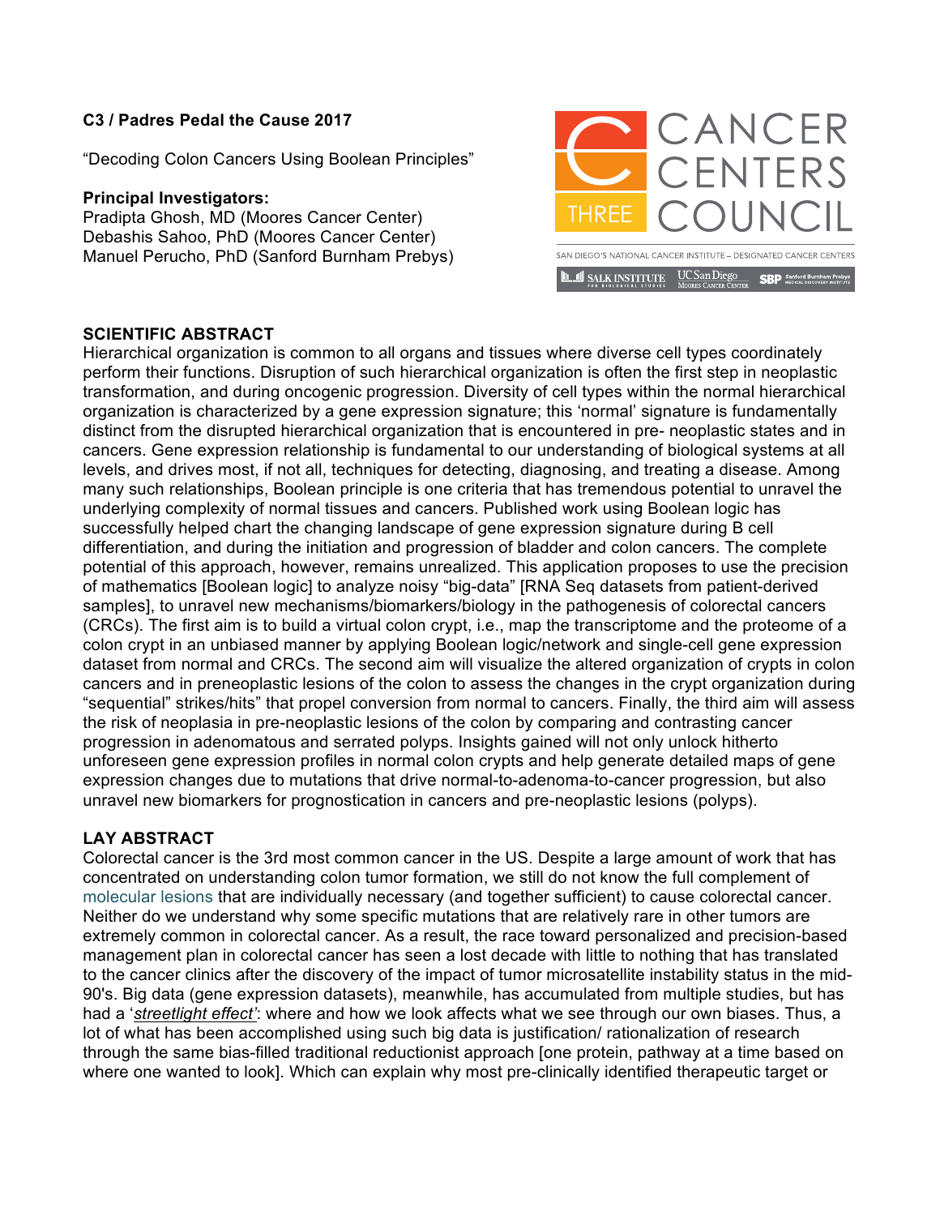**C3 / Padres Pedal the Cause 2017**

"Decoding Colon Cancers Using Boolean Principles"

**Principal Investigators:**
Pradipta Ghosh, MD (Moores Cancer Center)
Debashis Sahoo, PhD (Moores Cancer Center)
Manuel Perucho, PhD (Sanford Burnham Prebys)

CANCER CENTERS COUNCIL THREE

SAN DIEGO'S NATIONAL CANCER INSTITUTE – DESIGNATED CANCER CENTERS

SALK INSTITUTE FOR BIOLOGICAL STUDIES | UC San Diego Moores Cancer Center | SBP Sanford Burnham Prebys Medical Discovery Institute

## SCIENTIFIC ABSTRACT

Hierarchical organization is common to all organs and tissues where diverse cell types coordinately perform their functions. Disruption of such hierarchical organization is often the first step in neoplastic transformation, and during oncogenic progression. Diversity of cell types within the normal hierarchical organization is characterized by a gene expression signature; this 'normal' signature is fundamentally distinct from the disrupted hierarchical organization that is encountered in pre- neoplastic states and in cancers. Gene expression relationship is fundamental to our understanding of biological systems at all levels, and drives most, if not all, techniques for detecting, diagnosing, and treating a disease. Among many such relationships, Boolean principle is one criteria that has tremendous potential to unravel the underlying complexity of normal tissues and cancers. Published work using Boolean logic has successfully helped chart the changing landscape of gene expression signature during B cell differentiation, and during the initiation and progression of bladder and colon cancers. The complete potential of this approach, however, remains unrealized. This application proposes to use the precision of mathematics [Boolean logic] to analyze noisy "big-data" [RNA Seq datasets from patient-derived samples], to unravel new mechanisms/biomarkers/biology in the pathogenesis of colorectal cancers (CRCs). The first aim is to build a virtual colon crypt, i.e., map the transcriptome and the proteome of a colon crypt in an unbiased manner by applying Boolean logic/network and single-cell gene expression dataset from normal and CRCs. The second aim will visualize the altered organization of crypts in colon cancers and in preneoplastic lesions of the colon to assess the changes in the crypt organization during "sequential" strikes/hits" that propel conversion from normal to cancers. Finally, the third aim will assess the risk of neoplasia in pre-neoplastic lesions of the colon by comparing and contrasting cancer progression in adenomatous and serrated polyps. Insights gained will not only unlock hitherto unforeseen gene expression profiles in normal colon crypts and help generate detailed maps of gene expression changes due to mutations that drive normal-to-adenoma-to-cancer progression, but also unravel new biomarkers for prognostication in cancers and pre-neoplastic lesions (polyps).

## LAY ABSTRACT

Colorectal cancer is the 3rd most common cancer in the US. Despite a large amount of work that has concentrated on understanding colon tumor formation, we still do not know the full complement of molecular lesions that are individually necessary (and together sufficient) to cause colorectal cancer. Neither do we understand why some specific mutations that are relatively rare in other tumors are extremely common in colorectal cancer. As a result, the race toward personalized and precision-based management plan in colorectal cancer has seen a lost decade with little to nothing that has translated to the cancer clinics after the discovery of the impact of tumor microsatellite instability status in the mid-90's. Big data (gene expression datasets), meanwhile, has accumulated from multiple studies, but has had a '*streetlight effect'*: where and how we look affects what we see through our own biases. Thus, a lot of what has been accomplished using such big data is justification/ rationalization of research through the same bias-filled traditional reductionist approach [one protein, pathway at a time based on where one wanted to look]. Which can explain why most pre-clinically identified therapeutic target or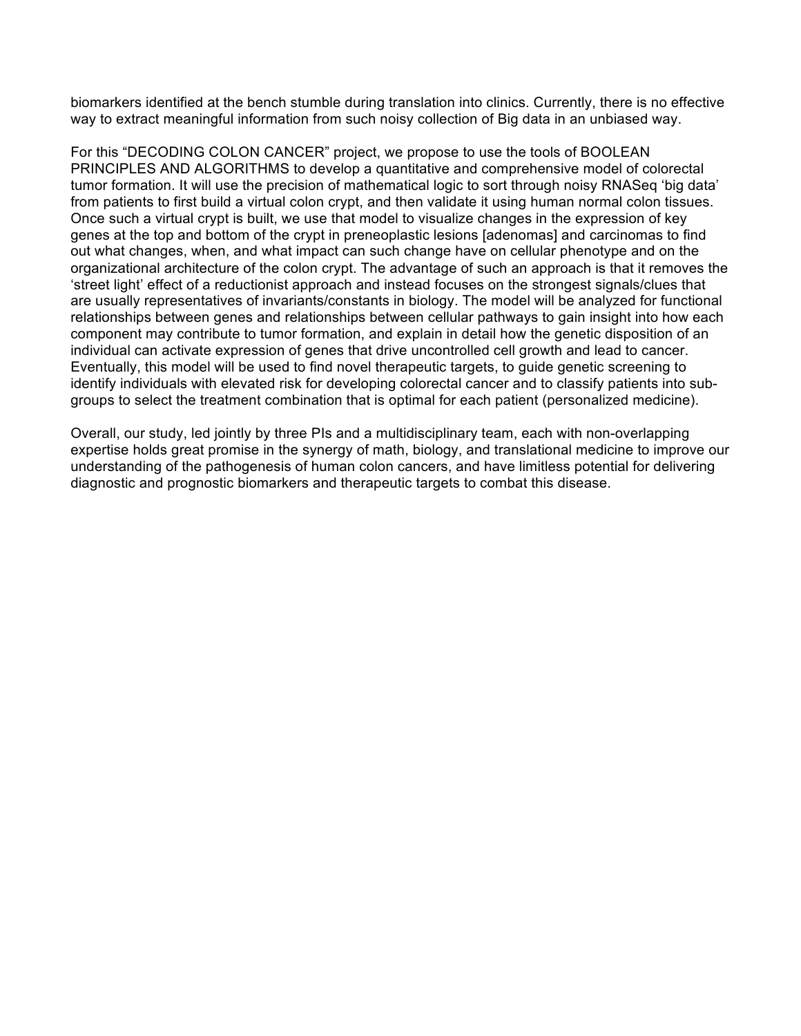biomarkers identified at the bench stumble during translation into clinics. Currently, there is no effective way to extract meaningful information from such noisy collection of Big data in an unbiased way.

For this "DECODING COLON CANCER" project, we propose to use the tools of BOOLEAN PRINCIPLES AND ALGORITHMS to develop a quantitative and comprehensive model of colorectal tumor formation. It will use the precision of mathematical logic to sort through noisy RNASeq 'big data' from patients to first build a virtual colon crypt, and then validate it using human normal colon tissues. Once such a virtual crypt is built, we use that model to visualize changes in the expression of key genes at the top and bottom of the crypt in preneoplastic lesions [adenomas] and carcinomas to find out what changes, when, and what impact can such change have on cellular phenotype and on the organizational architecture of the colon crypt. The advantage of such an approach is that it removes the 'street light' effect of a reductionist approach and instead focuses on the strongest signals/clues that are usually representatives of invariants/constants in biology. The model will be analyzed for functional relationships between genes and relationships between cellular pathways to gain insight into how each component may contribute to tumor formation, and explain in detail how the genetic disposition of an individual can activate expression of genes that drive uncontrolled cell growth and lead to cancer. Eventually, this model will be used to find novel therapeutic targets, to guide genetic screening to identify individuals with elevated risk for developing colorectal cancer and to classify patients into sub-groups to select the treatment combination that is optimal for each patient (personalized medicine).

Overall, our study, led jointly by three PIs and a multidisciplinary team, each with non-overlapping expertise holds great promise in the synergy of math, biology, and translational medicine to improve our understanding of the pathogenesis of human colon cancers, and have limitless potential for delivering diagnostic and prognostic biomarkers and therapeutic targets to combat this disease.